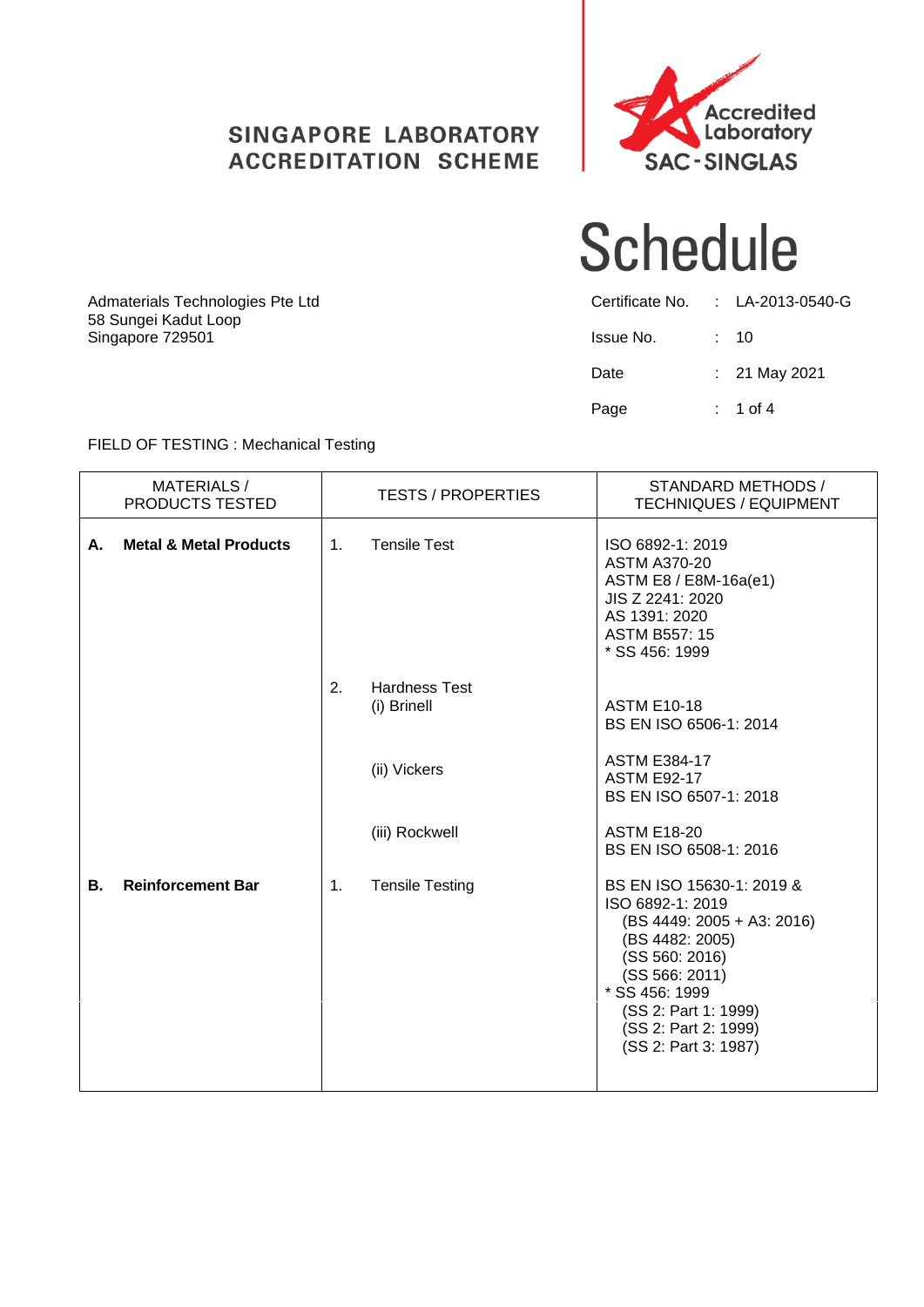**SINGAPORE LABORATORY ACCREDITATION SCHEME**

Accredited Laboratory
SAC - SINGLAS

# Schedule

Admaterials Technologies Pte Ltd
58 Sungei Kadut Loop
Singapore 729501

| | | |
|---|---|---|
| Certificate No. | : | LA-2013-0540-G |
| Issue No. | : | 10 |
| Date | : | 21 May 2021 |

FIELD OF TESTING : Mechanical Testing

| MATERIALS / PRODUCTS TESTED | TESTS / PROPERTIES | STANDARD METHODS / TECHNIQUES / EQUIPMENT |
|---|---|---|
| **A. Metal & Metal Products** | 1. Tensile Test | ISO 6892-1: 2019<br>ASTM A370-20<br>ASTM E8 / E8M-16a(e1)<br>JIS Z 2241: 2020<br>AS 1391: 2020<br>ASTM B557: 15<br>* SS 456: 1999 |
| | 2. Hardness Test<br>(i) Brinell | ASTM E10-18<br>BS EN ISO 6506-1: 2014 |
| | (ii) Vickers | ASTM E384-17<br>ASTM E92-17<br>BS EN ISO 6507-1: 2018 |
| | (iii) Rockwell | ASTM E18-20<br>BS EN ISO 6508-1: 2016 |
| **B. Reinforcement Bar** | 1. Tensile Testing | BS EN ISO 15630-1: 2019 &<br>ISO 6892-1: 2019<br>(BS 4449: 2005 + A3: 2016)<br>(BS 4482: 2005)<br>(SS 560: 2016)<br>(SS 566: 2011)<br>* SS 456: 1999<br>(SS 2: Part 1: 1999)<br>(SS 2: Part 2: 1999)<br>(SS 2: Part 3: 1987) |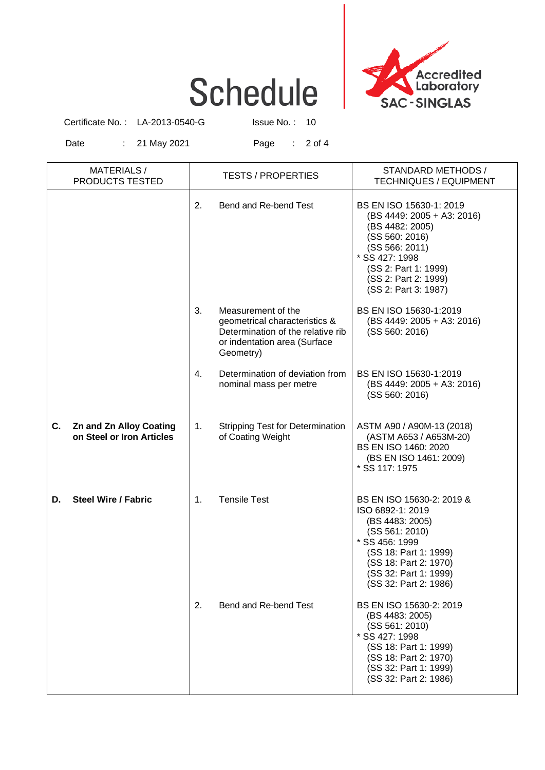# Schedule

Certificate No. : LA-2013-0540-G  Issue No. : 10

Date : 21 May 2021

| MATERIALS / PRODUCTS TESTED | TESTS / PROPERTIES | STANDARD METHODS / TECHNIQUES / EQUIPMENT |
|---|---|---|
| | 2. Bend and Re-bend Test | BS EN ISO 15630-1: 2019<br>(BS 4449: 2005 + A3: 2016)<br>(BS 4482: 2005)<br>(SS 560: 2016)<br>(SS 566: 2011)<br>* SS 427: 1998<br>(SS 2: Part 1: 1999)<br>(SS 2: Part 2: 1999)<br>(SS 2: Part 3: 1987) |
| | 3. Measurement of the geometrical characteristics & Determination of the relative rib or indentation area (Surface Geometry) | BS EN ISO 15630-1:2019<br>(BS 4449: 2005 + A3: 2016)<br>(SS 560: 2016) |
| | 4. Determination of deviation from nominal mass per metre | BS EN ISO 15630-1:2019<br>(BS 4449: 2005 + A3: 2016)<br>(SS 560: 2016) |
| **C. Zn and Zn Alloy Coating on Steel or Iron Articles** | 1. Stripping Test for Determination of Coating Weight | ASTM A90 / A90M-13 (2018)<br>(ASTM A653 / A653M-20)<br>BS EN ISO 1460: 2020<br>(BS EN ISO 1461: 2009)<br>* SS 117: 1975 |
| **D. Steel Wire / Fabric** | 1. Tensile Test | BS EN ISO 15630-2: 2019 &<br>ISO 6892-1: 2019<br>(BS 4483: 2005)<br>(SS 561: 2010)<br>* SS 456: 1999<br>(SS 18: Part 1: 1999)<br>(SS 18: Part 2: 1970)<br>(SS 32: Part 1: 1999)<br>(SS 32: Part 2: 1986) |
| | 2. Bend and Re-bend Test | BS EN ISO 15630-2: 2019<br>(BS 4483: 2005)<br>(SS 561: 2010)<br>* SS 427: 1998<br>(SS 18: Part 1: 1999)<br>(SS 18: Part 2: 1970)<br>(SS 32: Part 1: 1999)<br>(SS 32: Part 2: 1986) |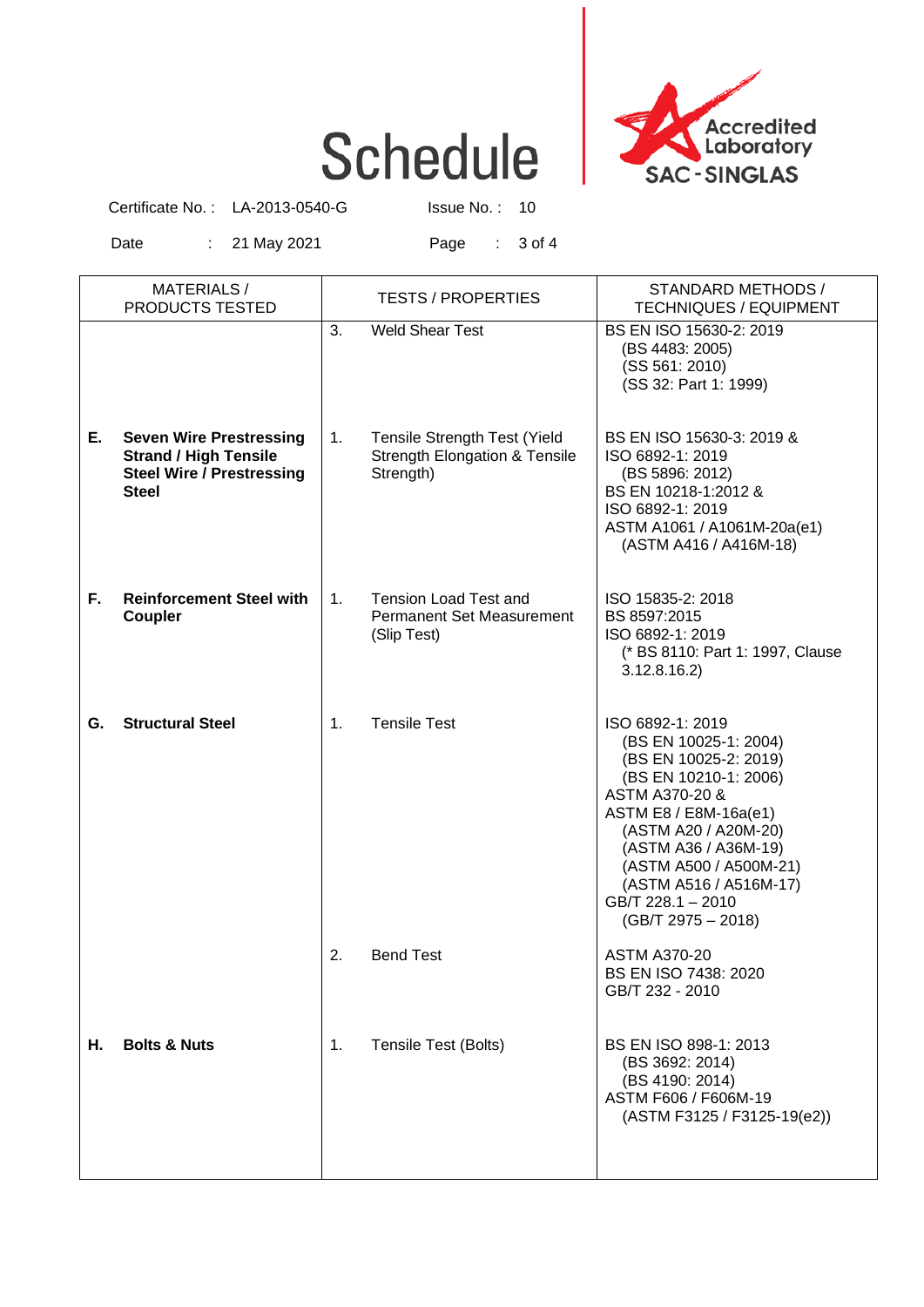# Schedule

Accredited Laboratory SAC - SINGLAS

Certificate No. : LA-2013-0540-G Issue No. : 10

Date : 21 May 2021

| MATERIALS / PRODUCTS TESTED | TESTS / PROPERTIES | STANDARD METHODS / TECHNIQUES / EQUIPMENT |
|---|---|---|
| | 3. Weld Shear Test | BS EN ISO 15630-2: 2019<br>(BS 4483: 2005)<br>(SS 561: 2010)<br>(SS 32: Part 1: 1999) |
| **E. Seven Wire Prestressing Strand / High Tensile Steel Wire / Prestressing Steel** | 1. Tensile Strength Test (Yield Strength Elongation & Tensile Strength) | BS EN ISO 15630-3: 2019 &<br>ISO 6892-1: 2019<br>(BS 5896: 2012)<br>BS EN 10218-1:2012 &<br>ISO 6892-1: 2019<br>ASTM A1061 / A1061M-20a(e1)<br>(ASTM A416 / A416M-18) |
| **F. Reinforcement Steel with Coupler** | 1. Tension Load Test and Permanent Set Measurement (Slip Test) | ISO 15835-2: 2018<br>BS 8597:2015<br>ISO 6892-1: 2019<br>(* BS 8110: Part 1: 1997, Clause 3.12.8.16.2) |
| **G. Structural Steel** | 1. Tensile Test | ISO 6892-1: 2019<br>(BS EN 10025-1: 2004)<br>(BS EN 10025-2: 2019)<br>(BS EN 10210-1: 2006)<br>ASTM A370-20 &<br>ASTM E8 / E8M-16a(e1)<br>(ASTM A20 / A20M-20)<br>(ASTM A36 / A36M-19)<br>(ASTM A500 / A500M-21)<br>(ASTM A516 / A516M-17)<br>GB/T 228.1 – 2010<br>(GB/T 2975 – 2018) |
| | 2. Bend Test | ASTM A370-20<br>BS EN ISO 7438: 2020<br>GB/T 232 - 2010 |
| **H. Bolts & Nuts** | 1. Tensile Test (Bolts) | BS EN ISO 898-1: 2013<br>(BS 3692: 2014)<br>(BS 4190: 2014)<br>ASTM F606 / F606M-19<br>(ASTM F3125 / F3125-19(e2)) |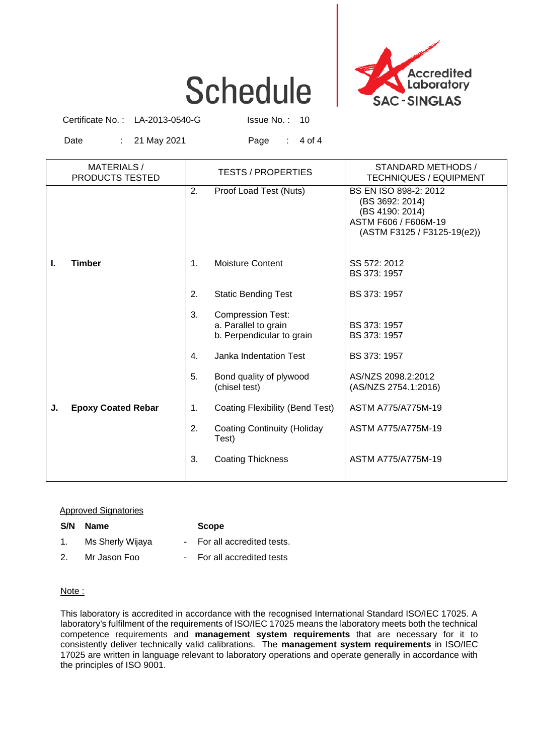# Schedule

Certificate No. : LA-2013-0540-G    Issue No. : 10

Date : 21 May 2021    Page : 4 of 4

| MATERIALS / PRODUCTS TESTED | TESTS / PROPERTIES | STANDARD METHODS / TECHNIQUES / EQUIPMENT |
|---|---|---|
| | 2. Proof Load Test (Nuts) | BS EN ISO 898-2: 2012 (BS 3692: 2014) (BS 4190: 2014) ASTM F606 / F606M-19 (ASTM F3125 / F3125-19(e2)) |
| **I. Timber** | 1. Moisture Content | SS 572: 2012 BS 373: 1957 |
| | 2. Static Bending Test | BS 373: 1957 |
| | 3. Compression Test: a. Parallel to grain b. Perpendicular to grain | BS 373: 1957 BS 373: 1957 |
| | 4. Janka Indentation Test | BS 373: 1957 |
| | 5. Bond quality of plywood (chisel test) | AS/NZS 2098.2:2012 (AS/NZS 2754.1:2016) |
| **J. Epoxy Coated Rebar** | 1. Coating Flexibility (Bend Test) | ASTM A775/A775M-19 |
| | 2. Coating Continuity (Holiday Test) | ASTM A775/A775M-19 |
| | 3. Coating Thickness | ASTM A775/A775M-19 |

Approved Signatories

| S/N | Name | | Scope |
|---|---|---|---|
| 1. | Ms Sherly Wijaya | - | For all accredited tests. |
| 2. | Mr Jason Foo | - | For all accredited tests |

Note :

This laboratory is accredited in accordance with the recognised International Standard ISO/IEC 17025. A laboratory's fulfilment of the requirements of ISO/IEC 17025 means the laboratory meets both the technical competence requirements and **management system requirements** that are necessary for it to consistently deliver technically valid calibrations. The **management system requirements** in ISO/IEC 17025 are written in language relevant to laboratory operations and operate generally in accordance with the principles of ISO 9001.